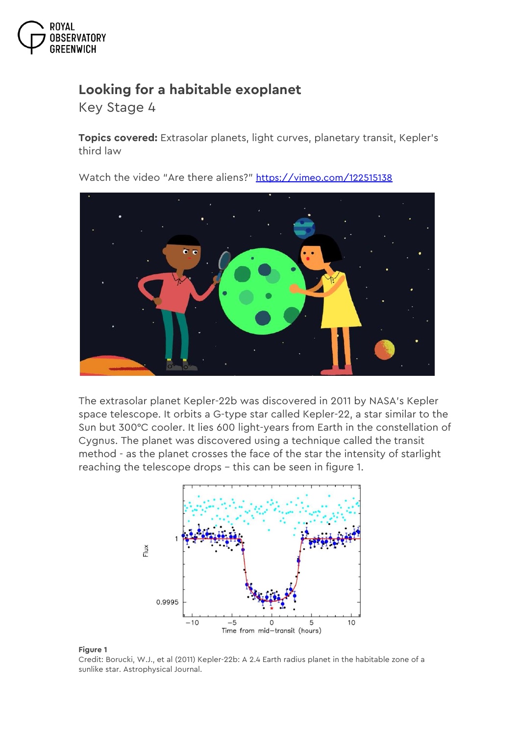# Looking for a habitable exoplanet

Key Stage 4

**Topics covered:** Extrasolar planets, light curves, planetary transit, Kepler's third law

Watch the video "Are there aliens?" [https://vimeo.com/122515138](https://vimeo.com/122515138)

The extrasolar planet Kepler-22b was discovered in 2011 by NASA's Kepler space telescope. It orbits a G-type star called Kepler-22, a star similar to the Sun but 300°C cooler. It lies 600 light-years from Earth in the constellation of Cygnus. The planet was discovered using a technique called the transit method - as the planet crosses the face of the star the intensity of starlight reaching the telescope drops – this can be seen in figure 1.

**Figure 1**

Credit: Borucki, W.J., et al (2011) Kepler-22b: A 2.4 Earth radius planet in the habitable zone of a sunlike star. Astrophysical Journal.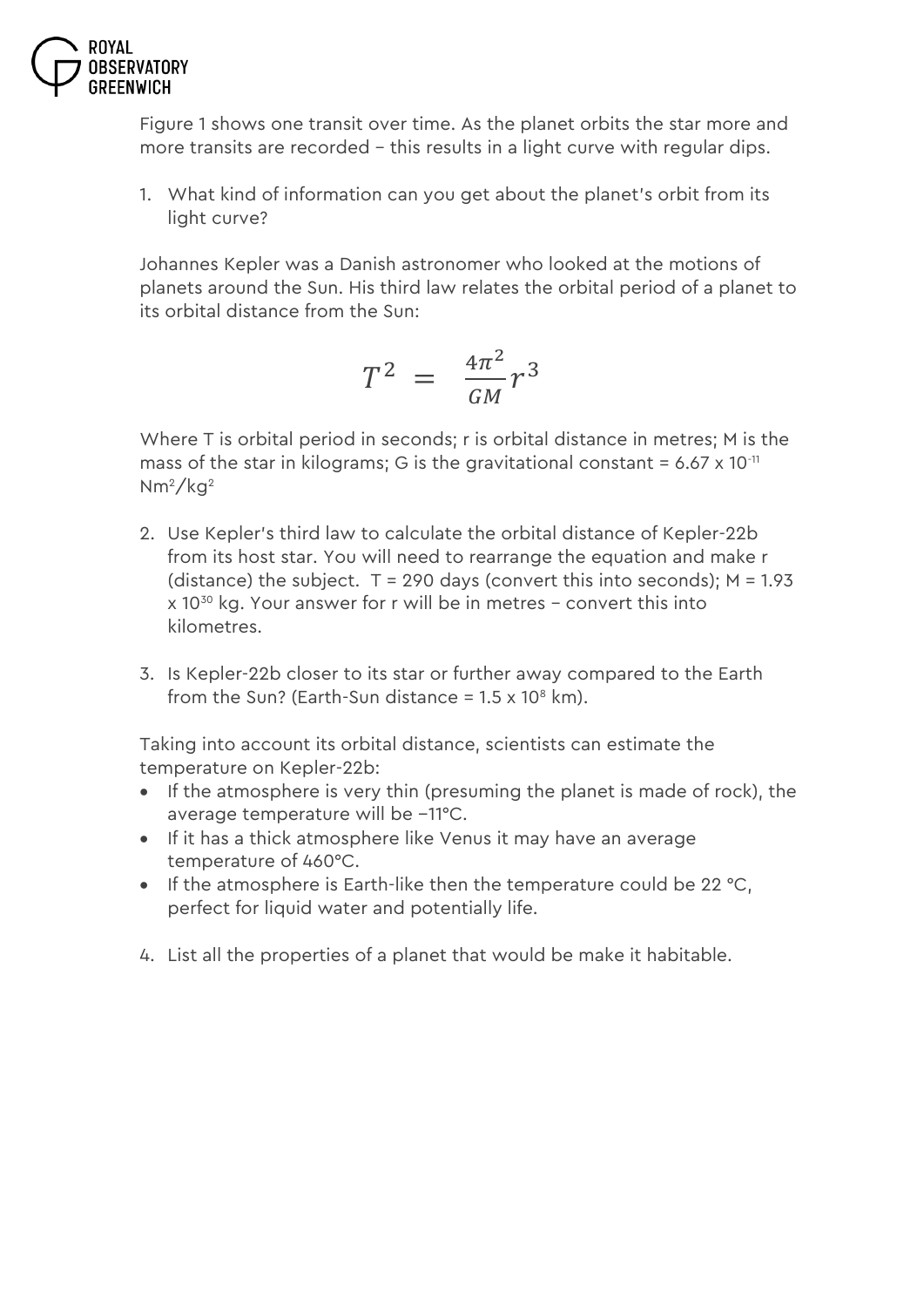Figure 1 shows one transit over time. As the planet orbits the star more and more transits are recorded – this results in a light curve with regular dips.

1. What kind of information can you get about the planet's orbit from its light curve?

Johannes Kepler was a Danish astronomer who looked at the motions of planets around the Sun. His third law relates the orbital period of a planet to its orbital distance from the Sun:

$$T^2 = \frac{4\pi^2}{GM} r^3$$

Where T is orbital period in seconds; r is orbital distance in metres; M is the mass of the star in kilograms; G is the gravitational constant = $6.67 \times 10^{-11}$ $Nm^2/kg^2$

2. Use Kepler's third law to calculate the orbital distance of Kepler-22b from its host star. You will need to rearrange the equation and make r (distance) the subject. T = 290 days (convert this into seconds); M = $1.93 \times 10^{30}$ kg. Your answer for r will be in metres – convert this into kilometres.

3. Is Kepler-22b closer to its star or further away compared to the Earth from the Sun? (Earth-Sun distance = $1.5 \times 10^8$ km).

Taking into account its orbital distance, scientists can estimate the temperature on Kepler-22b:

- If the atmosphere is very thin (presuming the planet is made of rock), the average temperature will be −11°C.
- If it has a thick atmosphere like Venus it may have an average temperature of 460°C.
- If the atmosphere is Earth-like then the temperature could be 22 °C, perfect for liquid water and potentially life.

4. List all the properties of a planet that would be make it habitable.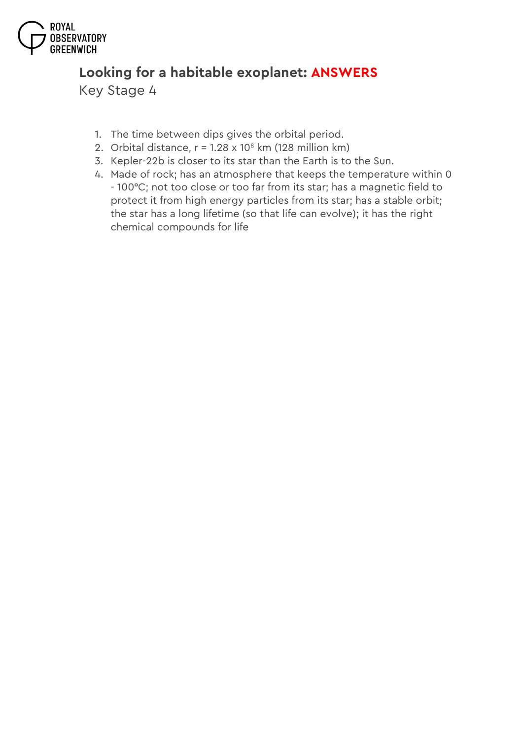## Looking for a habitable exoplanet: ANSWERS

Key Stage 4

1. The time between dips gives the orbital period.
2. Orbital distance, $r = 1.28 \times 10^8$ km (128 million km)
3. Kepler-22b is closer to its star than the Earth is to the Sun.
4. Made of rock; has an atmosphere that keeps the temperature within 0 - 100°C; not too close or too far from its star; has a magnetic field to protect it from high energy particles from its star; has a stable orbit; the star has a long lifetime (so that life can evolve); it has the right chemical compounds for life